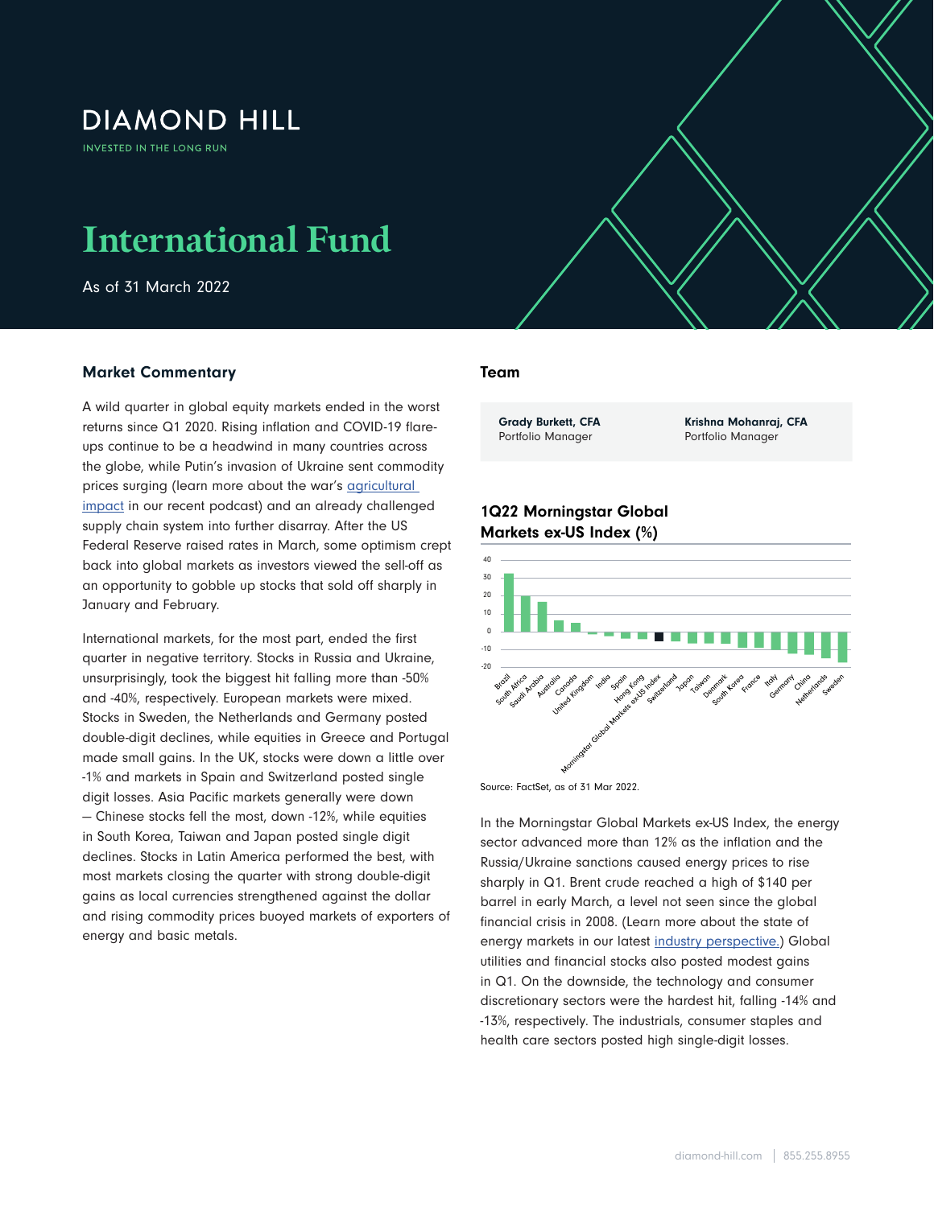DIAMOND HILL

INVESTED IN THE LONG RUN

# International Fund

As of 31 March 2022

## Market Commentary

A wild quarter in global equity markets ended in the worst returns since Q1 2020. Rising inflation and COVID-19 flare-ups continue to be a headwind in many countries across the globe, while Putin's invasion of Ukraine sent commodity prices surging (learn more about the war's [agricultural impact](#) in our recent podcast) and an already challenged supply chain system into further disarray. After the US Federal Reserve raised rates in March, some optimism crept back into global markets as investors viewed the sell-off as an opportunity to gobble up stocks that sold off sharply in January and February.

International markets, for the most part, ended the first quarter in negative territory. Stocks in Russia and Ukraine, unsurprisingly, took the biggest hit falling more than -50% and -40%, respectively. European markets were mixed. Stocks in Sweden, the Netherlands and Germany posted double-digit declines, while equities in Greece and Portugal made small gains. In the UK, stocks were down a little over -1% and markets in Spain and Switzerland posted single digit losses. Asia Pacific markets generally were down — Chinese stocks fell the most, down -12%, while equities in South Korea, Taiwan and Japan posted single digit declines. Stocks in Latin America performed the best, with most markets closing the quarter with strong double-digit gains as local currencies strengthened against the dollar and rising commodity prices buoyed markets of exporters of energy and basic metals.

## Team

**Grady Burkett, CFA**
Portfolio Manager

**Krishna Mohanraj, CFA**
Portfolio Manager

### 1Q22 Morningstar Global Markets ex-US Index (%)

Countries shown: Brazil, South Africa, Saudi Arabia, Australia, Canada, United Kingdom, India, Spain, Hong Kong, Morningstar Global Markets ex-US Index, Switzerland, Japan, Taiwan, Denmark, South Korea, France, Italy, Germany, China, Netherlands, Sweden

Source: FactSet, as of 31 Mar 2022.

In the Morningstar Global Markets ex-US Index, the energy sector advanced more than 12% as the inflation and the Russia/Ukraine sanctions caused energy prices to rise sharply in Q1. Brent crude reached a high of $140 per barrel in early March, a level not seen since the global financial crisis in 2008. (Learn more about the state of energy markets in our latest [industry perspective](#).) Global utilities and financial stocks also posted modest gains in Q1. On the downside, the technology and consumer discretionary sectors were the hardest hit, falling -14% and -13%, respectively. The industrials, consumer staples and health care sectors posted high single-digit losses.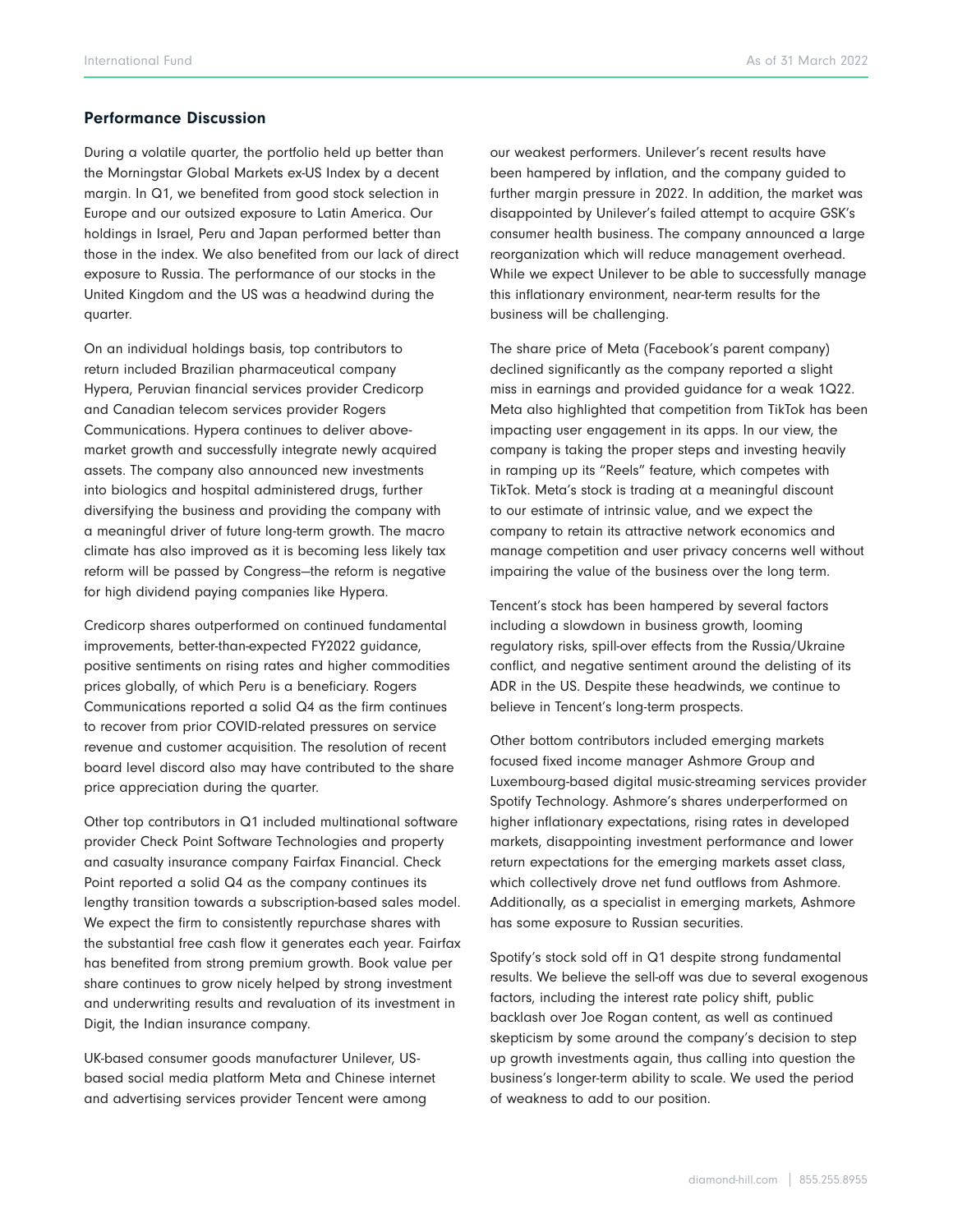## Performance Discussion

During a volatile quarter, the portfolio held up better than the Morningstar Global Markets ex-US Index by a decent margin. In Q1, we benefited from good stock selection in Europe and our outsized exposure to Latin America. Our holdings in Israel, Peru and Japan performed better than those in the index. We also benefited from our lack of direct exposure to Russia. The performance of our stocks in the United Kingdom and the US was a headwind during the quarter.

On an individual holdings basis, top contributors to return included Brazilian pharmaceutical company Hypera, Peruvian financial services provider Credicorp and Canadian telecom services provider Rogers Communications. Hypera continues to deliver above-market growth and successfully integrate newly acquired assets. The company also announced new investments into biologics and hospital administered drugs, further diversifying the business and providing the company with a meaningful driver of future long-term growth. The macro climate has also improved as it is becoming less likely tax reform will be passed by Congress—the reform is negative for high dividend paying companies like Hypera.

Credicorp shares outperformed on continued fundamental improvements, better-than-expected FY2022 guidance, positive sentiments on rising rates and higher commodities prices globally, of which Peru is a beneficiary. Rogers Communications reported a solid Q4 as the firm continues to recover from prior COVID-related pressures on service revenue and customer acquisition. The resolution of recent board level discord also may have contributed to the share price appreciation during the quarter.

Other top contributors in Q1 included multinational software provider Check Point Software Technologies and property and casualty insurance company Fairfax Financial. Check Point reported a solid Q4 as the company continues its lengthy transition towards a subscription-based sales model. We expect the firm to consistently repurchase shares with the substantial free cash flow it generates each year. Fairfax has benefited from strong premium growth. Book value per share continues to grow nicely helped by strong investment and underwriting results and revaluation of its investment in Digit, the Indian insurance company.

UK-based consumer goods manufacturer Unilever, US-based social media platform Meta and Chinese internet and advertising services provider Tencent were among our weakest performers. Unilever's recent results have been hampered by inflation, and the company guided to further margin pressure in 2022. In addition, the market was disappointed by Unilever's failed attempt to acquire GSK's consumer health business. The company announced a large reorganization which will reduce management overhead. While we expect Unilever to be able to successfully manage this inflationary environment, near-term results for the business will be challenging.

The share price of Meta (Facebook's parent company) declined significantly as the company reported a slight miss in earnings and provided guidance for a weak 1Q22. Meta also highlighted that competition from TikTok has been impacting user engagement in its apps. In our view, the company is taking the proper steps and investing heavily in ramping up its "Reels" feature, which competes with TikTok. Meta's stock is trading at a meaningful discount to our estimate of intrinsic value, and we expect the company to retain its attractive network economics and manage competition and user privacy concerns well without impairing the value of the business over the long term.

Tencent's stock has been hampered by several factors including a slowdown in business growth, looming regulatory risks, spill-over effects from the Russia/Ukraine conflict, and negative sentiment around the delisting of its ADR in the US. Despite these headwinds, we continue to believe in Tencent's long-term prospects.

Other bottom contributors included emerging markets focused fixed income manager Ashmore Group and Luxembourg-based digital music-streaming services provider Spotify Technology. Ashmore's shares underperformed on higher inflationary expectations, rising rates in developed markets, disappointing investment performance and lower return expectations for the emerging markets asset class, which collectively drove net fund outflows from Ashmore. Additionally, as a specialist in emerging markets, Ashmore has some exposure to Russian securities.

Spotify's stock sold off in Q1 despite strong fundamental results. We believe the sell-off was due to several exogenous factors, including the interest rate policy shift, public backlash over Joe Rogan content, as well as continued skepticism by some around the company's decision to step up growth investments again, thus calling into question the business's longer-term ability to scale. We used the period of weakness to add to our position.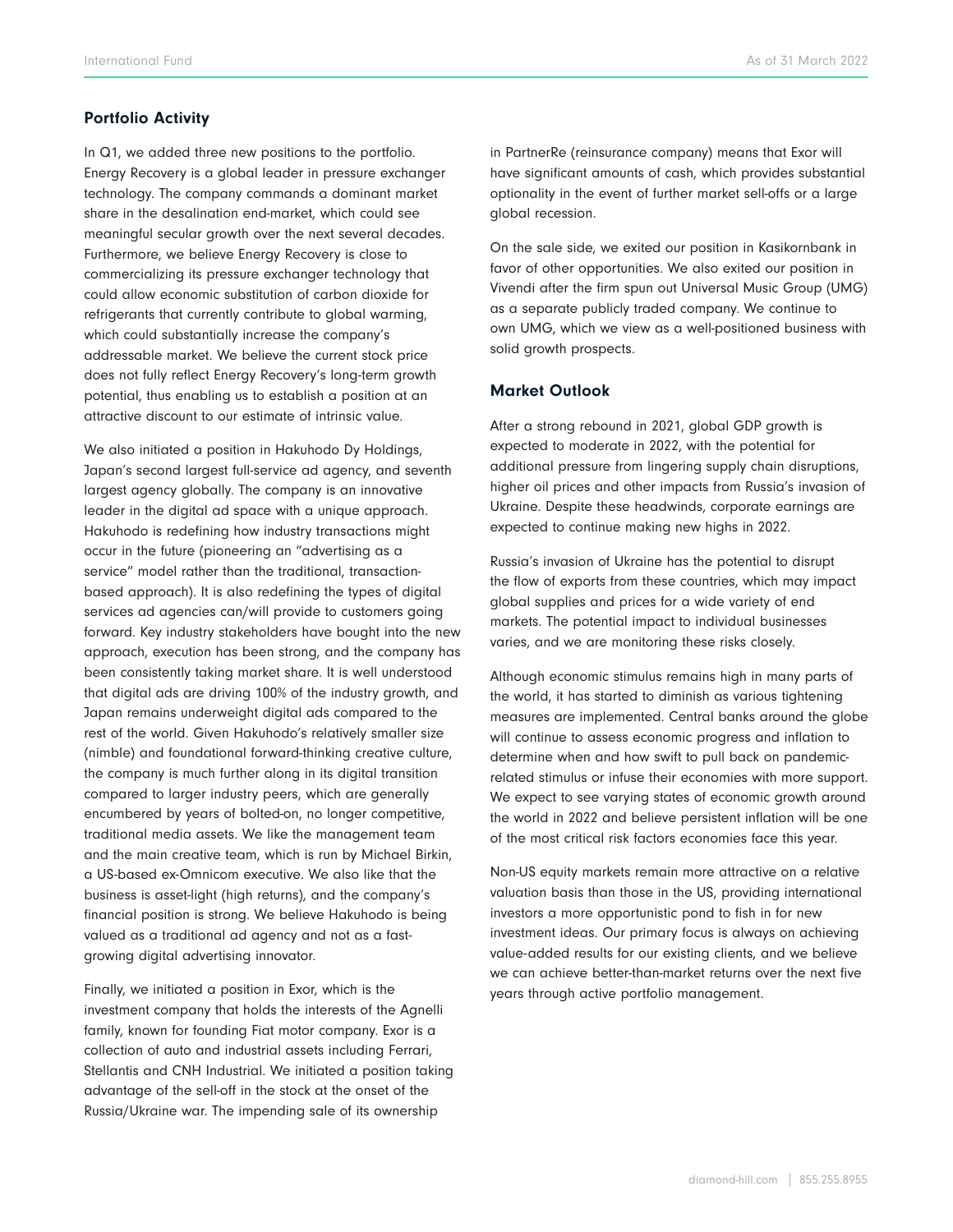## Portfolio Activity

In Q1, we added three new positions to the portfolio. Energy Recovery is a global leader in pressure exchanger technology. The company commands a dominant market share in the desalination end-market, which could see meaningful secular growth over the next several decades. Furthermore, we believe Energy Recovery is close to commercializing its pressure exchanger technology that could allow economic substitution of carbon dioxide for refrigerants that currently contribute to global warming, which could substantially increase the company's addressable market. We believe the current stock price does not fully reflect Energy Recovery's long-term growth potential, thus enabling us to establish a position at an attractive discount to our estimate of intrinsic value.

We also initiated a position in Hakuhodo Dy Holdings, Japan's second largest full-service ad agency, and seventh largest agency globally. The company is an innovative leader in the digital ad space with a unique approach. Hakuhodo is redefining how industry transactions might occur in the future (pioneering an "advertising as a service" model rather than the traditional, transaction-based approach). It is also redefining the types of digital services ad agencies can/will provide to customers going forward. Key industry stakeholders have bought into the new approach, execution has been strong, and the company has been consistently taking market share. It is well understood that digital ads are driving 100% of the industry growth, and Japan remains underweight digital ads compared to the rest of the world. Given Hakuhodo's relatively smaller size (nimble) and foundational forward-thinking creative culture, the company is much further along in its digital transition compared to larger industry peers, which are generally encumbered by years of bolted-on, no longer competitive, traditional media assets. We like the management team and the main creative team, which is run by Michael Birkin, a US-based ex-Omnicom executive. We also like that the business is asset-light (high returns), and the company's financial position is strong. We believe Hakuhodo is being valued as a traditional ad agency and not as a fast-growing digital advertising innovator.

Finally, we initiated a position in Exor, which is the investment company that holds the interests of the Agnelli family, known for founding Fiat motor company. Exor is a collection of auto and industrial assets including Ferrari, Stellantis and CNH Industrial. We initiated a position taking advantage of the sell-off in the stock at the onset of the Russia/Ukraine war. The impending sale of its ownership in PartnerRe (reinsurance company) means that Exor will have significant amounts of cash, which provides substantial optionality in the event of further market sell-offs or a large global recession.

On the sale side, we exited our position in Kasikornbank in favor of other opportunities. We also exited our position in Vivendi after the firm spun out Universal Music Group (UMG) as a separate publicly traded company. We continue to own UMG, which we view as a well-positioned business with solid growth prospects.

## Market Outlook

After a strong rebound in 2021, global GDP growth is expected to moderate in 2022, with the potential for additional pressure from lingering supply chain disruptions, higher oil prices and other impacts from Russia's invasion of Ukraine. Despite these headwinds, corporate earnings are expected to continue making new highs in 2022.

Russia's invasion of Ukraine has the potential to disrupt the flow of exports from these countries, which may impact global supplies and prices for a wide variety of end markets. The potential impact to individual businesses varies, and we are monitoring these risks closely.

Although economic stimulus remains high in many parts of the world, it has started to diminish as various tightening measures are implemented. Central banks around the globe will continue to assess economic progress and inflation to determine when and how swift to pull back on pandemic-related stimulus or infuse their economies with more support. We expect to see varying states of economic growth around the world in 2022 and believe persistent inflation will be one of the most critical risk factors economies face this year.

Non-US equity markets remain more attractive on a relative valuation basis than those in the US, providing international investors a more opportunistic pond to fish in for new investment ideas. Our primary focus is always on achieving value-added results for our existing clients, and we believe we can achieve better-than-market returns over the next five years through active portfolio management.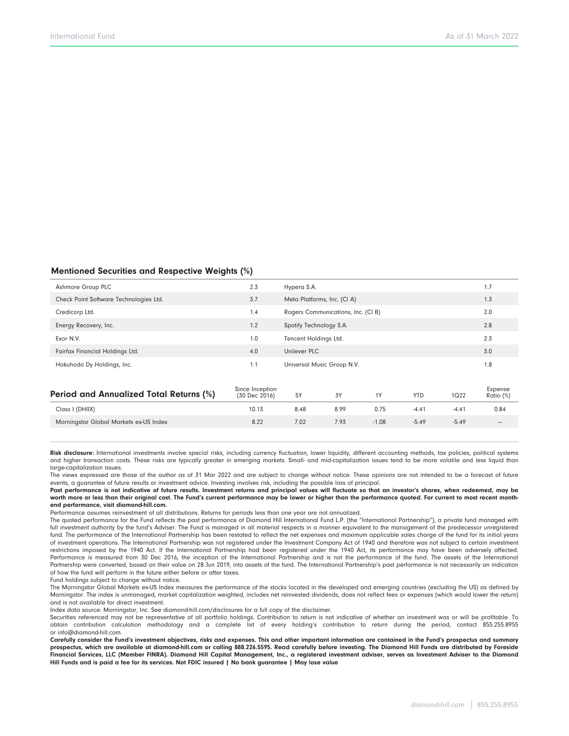## Mentioned Securities and Respective Weights (%)

| | | | |
|---|---|---|---|
| Ashmore Group PLC | 2.3 | Hypera S.A. | 1.7 |
| Check Point Software Technologies Ltd. | 3.7 | Meta Platforms, Inc. (Cl A) | 1.3 |
| Credicorp Ltd. | 1.4 | Rogers Communications, Inc. (Cl B) | 2.0 |
| Energy Recovery, Inc. | 1.2 | Spotify Technology S.A. | 2.8 |
| Exor N.V. | 1.0 | Tencent Holdings Ltd. | 2.3 |
| Fairfax Financial Holdings Ltd. | 4.0 | Unilever PLC | 3.0 |
| Hakuhodo Dy Holdings, Inc. | 1.1 | Universal Music Group N.V. | 1.8 |

| Period and Annualized Total Returns (%) | Since Inception (30 Dec 2016) | 5Y | 3Y | 1Y | YTD | 1Q22 | Expense Ratio (%) |
|---|---|---|---|---|---|---|---|
| Class I (DHIIX) | 10.13 | 8.48 | 8.99 | 0.75 | -4.41 | -4.41 | 0.84 |
| Morningstar Global Markets ex-US Index | 8.22 | 7.02 | 7.93 | -1.08 | -5.49 | -5.49 | – |

**Risk disclosure:** International investments involve special risks, including currency fluctuation, lower liquidity, different accounting methods, tax policies, political systems and higher transaction costs. These risks are typically greater in emerging markets. Small- and mid-capitalization issues tend to be more volatile and less liquid than large-capitalization issues.

The views expressed are those of the author as of 31 Mar 2022 and are subject to change without notice. These opinions are not intended to be a forecast of future events, a guarantee of future results or investment advice. Investing involves risk, including the possible loss of principal.

**Past performance is not indicative of future results. Investment returns and principal values will fluctuate so that an investor's shares, when redeemed, may be worth more or less than their original cost. The Fund's current performance may be lower or higher than the performance quoted. For current to most recent month-end performance, visit diamond-hill.com.**

Performance assumes reinvestment of all distributions. Returns for periods less than one year are not annualized.

The quoted performance for the Fund reflects the past performance of Diamond Hill International Fund L.P. (the "International Partnership"), a private fund managed with full investment authority by the fund's Adviser. The Fund is managed in all material respects in a manner equivalent to the management of the predecessor unregistered fund. The performance of the International Partnership has been restated to reflect the net expenses and maximum applicable sales charge of the fund for its initial years of investment operations. The International Partnership was not registered under the Investment Company Act of 1940 and therefore was not subject to certain investment restrictions imposed by the 1940 Act. If the International Partnership had been registered under the 1940 Act, its performance may have been adversely affected. Performance is measured from 30 Dec 2016, the inception of the International Partnership and is not the performance of the fund. The assets of the International Partnership were converted, based on their value on 28 Jun 2019, into assets of the fund. The International Partnership's past performance is not necessarily an indication of how the fund will perform in the future either before or after taxes.

Fund holdings subject to change without notice.

The Morningstar Global Markets ex-US Index measures the performance of the stocks located in the developed and emerging countries (excluding the US) as defined by Morningstar. The index is unmanaged, market capitalization weighted, includes net reinvested dividends, does not reflect fees or expenses (which would lower the return) and is not available for direct investment.

Index data source: Morningstar, Inc. See diamond-hill.com/disclosures for a full copy of the disclaimer.

Securities referenced may not be representative of all portfolio holdings. Contribution to return is not indicative of whether an investment was or will be profitable. To obtain contribution calculation methodology and a complete list of every holding's contribution to return during the period, contact 855.255.8955 or info@diamond-hill.com.

**Carefully consider the Fund's investment objectives, risks and expenses. This and other important information are contained in the Fund's prospectus and summary prospectus, which are available at diamond-hill.com or calling 888.226.5595. Read carefully before investing. The Diamond Hill Funds are distributed by Foreside Financial Services, LLC (Member FINRA). Diamond Hill Capital Management, Inc., a registered investment adviser, serves as Investment Adviser to the Diamond Hill Funds and is paid a fee for its services. Not FDIC insured | No bank guarantee | May lose value**